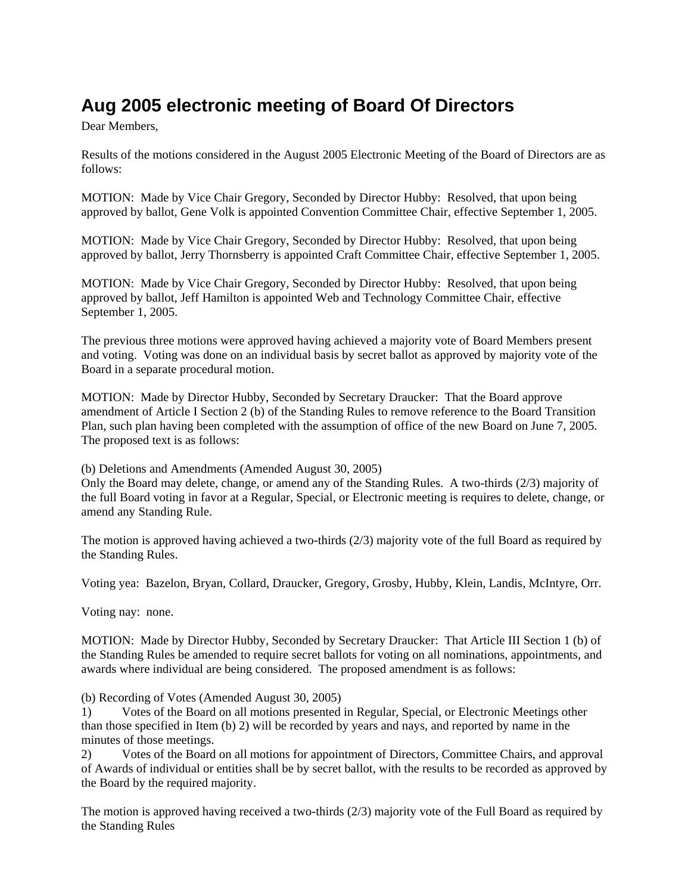# Aug 2005 electronic meeting of Board Of Directors

Dear Members,

Results of the motions considered in the August 2005 Electronic Meeting of the Board of Directors are as follows:

MOTION: Made by Vice Chair Gregory, Seconded by Director Hubby: Resolved, that upon being approved by ballot, Gene Volk is appointed Convention Committee Chair, effective September 1, 2005.

MOTION: Made by Vice Chair Gregory, Seconded by Director Hubby: Resolved, that upon being approved by ballot, Jerry Thornsberry is appointed Craft Committee Chair, effective September 1, 2005.

MOTION: Made by Vice Chair Gregory, Seconded by Director Hubby: Resolved, that upon being approved by ballot, Jeff Hamilton is appointed Web and Technology Committee Chair, effective September 1, 2005.

The previous three motions were approved having achieved a majority vote of Board Members present and voting. Voting was done on an individual basis by secret ballot as approved by majority vote of the Board in a separate procedural motion.

MOTION: Made by Director Hubby, Seconded by Secretary Draucker: That the Board approve amendment of Article I Section 2 (b) of the Standing Rules to remove reference to the Board Transition Plan, such plan having been completed with the assumption of office of the new Board on June 7, 2005. The proposed text is as follows:

(b) Deletions and Amendments (Amended August 30, 2005)
Only the Board may delete, change, or amend any of the Standing Rules. A two-thirds (2/3) majority of the full Board voting in favor at a Regular, Special, or Electronic meeting is requires to delete, change, or amend any Standing Rule.

The motion is approved having achieved a two-thirds (2/3) majority vote of the full Board as required by the Standing Rules.

Voting yea: Bazelon, Bryan, Collard, Draucker, Gregory, Grosby, Hubby, Klein, Landis, McIntyre, Orr.

Voting nay: none.

MOTION: Made by Director Hubby, Seconded by Secretary Draucker: That Article III Section 1 (b) of the Standing Rules be amended to require secret ballots for voting on all nominations, appointments, and awards where individual are being considered. The proposed amendment is as follows:

(b) Recording of Votes (Amended August 30, 2005)
1) Votes of the Board on all motions presented in Regular, Special, or Electronic Meetings other than those specified in Item (b) 2) will be recorded by years and nays, and reported by name in the minutes of those meetings.
2) Votes of the Board on all motions for appointment of Directors, Committee Chairs, and approval of Awards of individual or entities shall be by secret ballot, with the results to be recorded as approved by the Board by the required majority.

The motion is approved having received a two-thirds (2/3) majority vote of the Full Board as required by the Standing Rules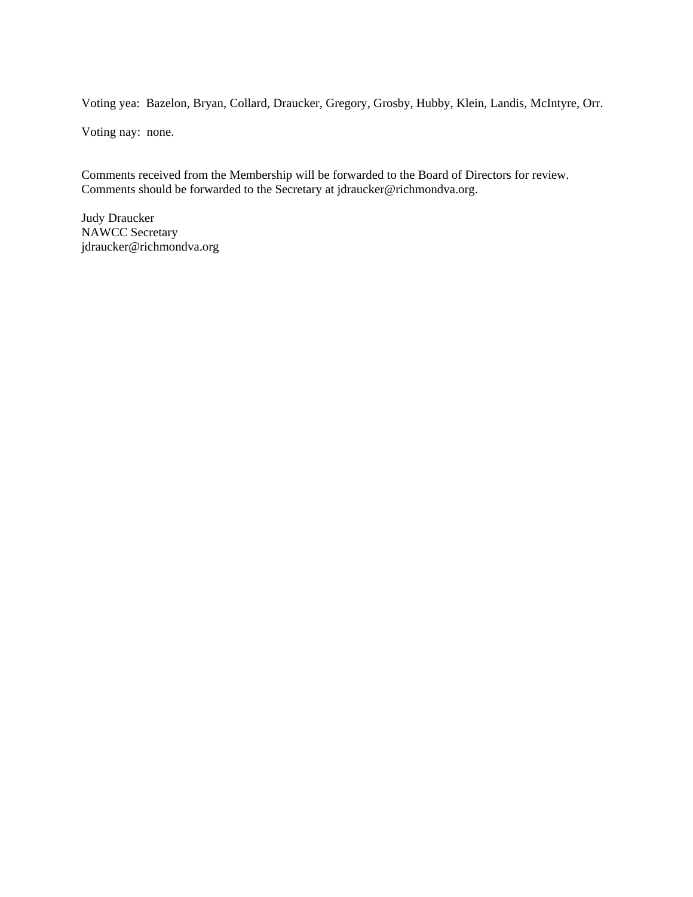Voting yea:  Bazelon, Bryan, Collard, Draucker, Gregory, Grosby, Hubby, Klein, Landis, McIntyre, Orr.

Voting nay:  none.

Comments received from the Membership will be forwarded to the Board of Directors for review. Comments should be forwarded to the Secretary at jdraucker@richmondva.org.

Judy Draucker
NAWCC Secretary
jdraucker@richmondva.org